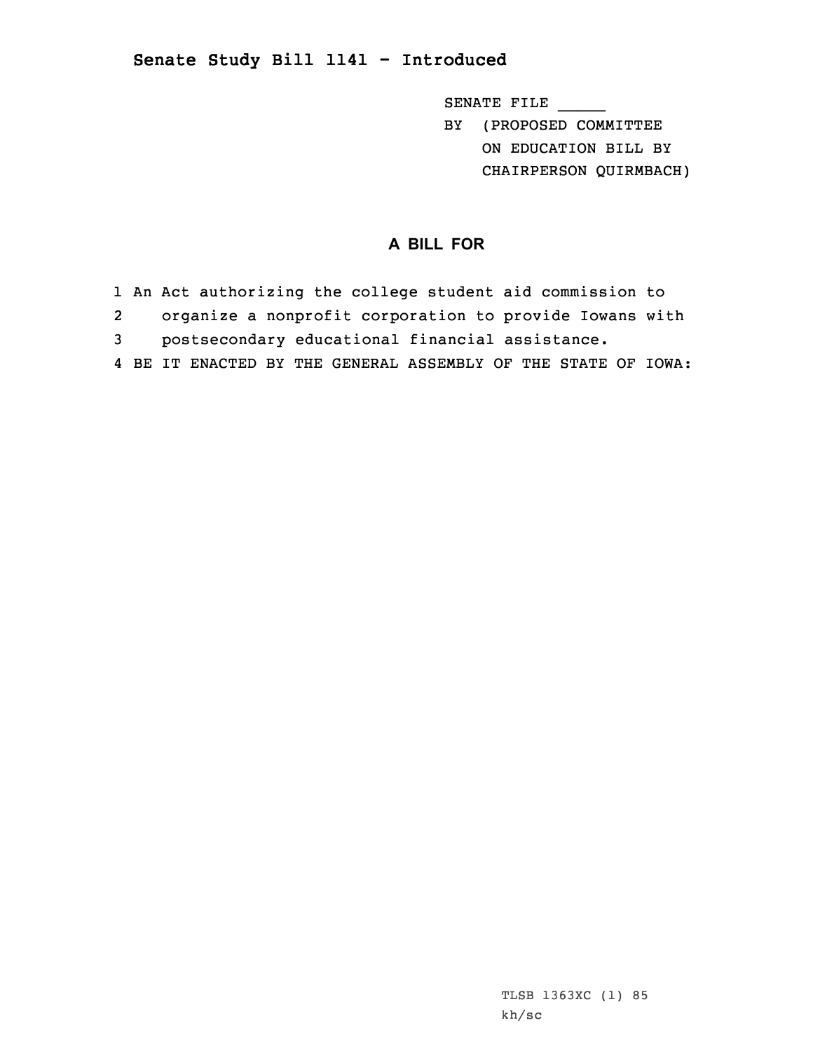## Senate Study Bill 1141 - Introduced

SENATE FILE _____
BY (PROPOSED COMMITTEE ON EDUCATION BILL BY CHAIRPERSON QUIRMBACH)

### A BILL FOR

1 An Act authorizing the college student aid commission to
2 organize a nonprofit corporation to provide Iowans with
3 postsecondary educational financial assistance.
4 BE IT ENACTED BY THE GENERAL ASSEMBLY OF THE STATE OF IOWA:

TLSB 1363XC (1) 85
kh/sc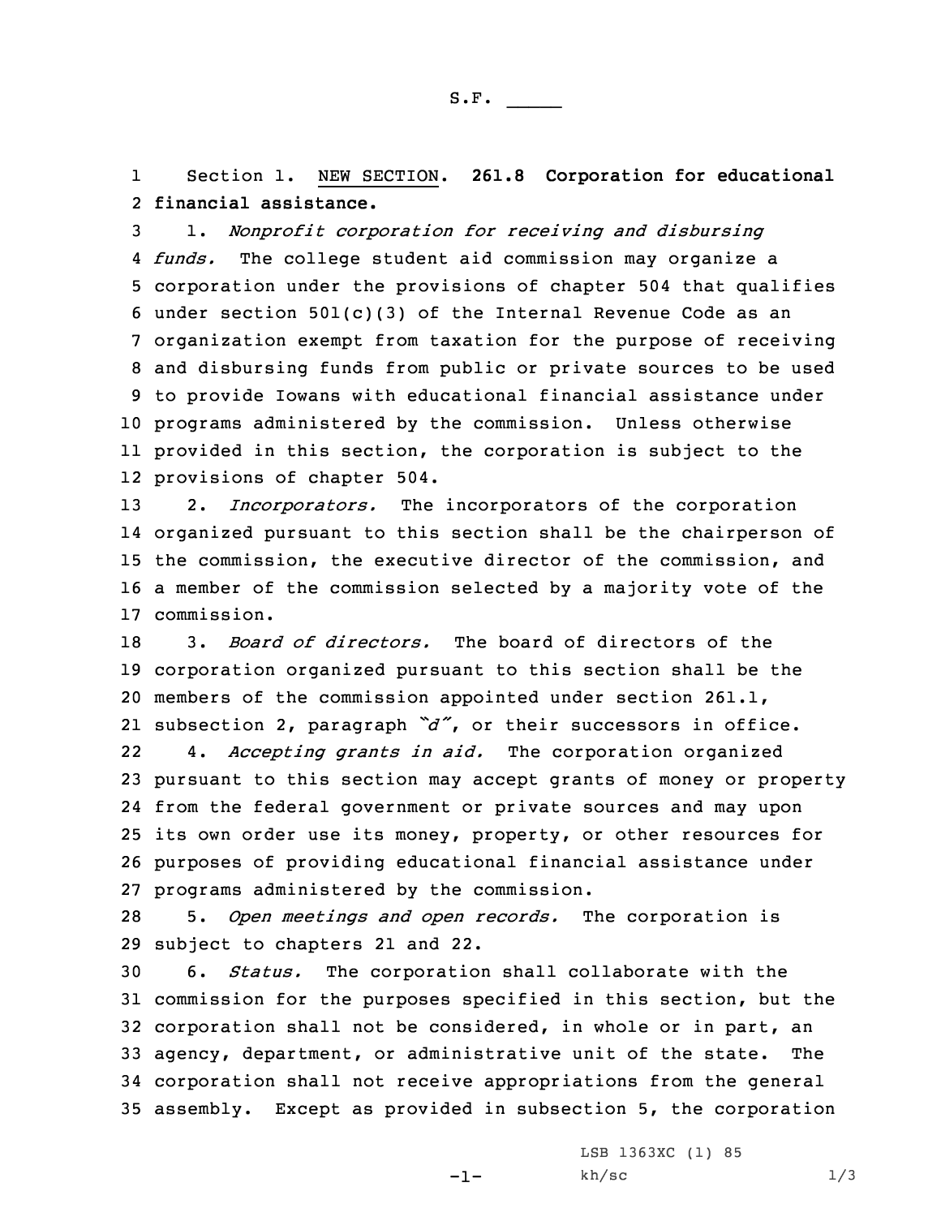S.F. _____

Section 1. NEW SECTION. **261.8 Corporation for educational financial assistance.**

1. *Nonprofit corporation for receiving and disbursing funds.* The college student aid commission may organize a corporation under the provisions of chapter 504 that qualifies under section 501(c)(3) of the Internal Revenue Code as an organization exempt from taxation for the purpose of receiving and disbursing funds from public or private sources to be used to provide Iowans with educational financial assistance under programs administered by the commission. Unless otherwise provided in this section, the corporation is subject to the provisions of chapter 504.

2. *Incorporators.* The incorporators of the corporation organized pursuant to this section shall be the chairperson of the commission, the executive director of the commission, and a member of the commission selected by a majority vote of the commission.

3. *Board of directors.* The board of directors of the corporation organized pursuant to this section shall be the members of the commission appointed under section 261.1, subsection 2, paragraph *"d"*, or their successors in office.

4. *Accepting grants in aid.* The corporation organized pursuant to this section may accept grants of money or property from the federal government or private sources and may upon its own order use its money, property, or other resources for purposes of providing educational financial assistance under programs administered by the commission.

5. *Open meetings and open records.* The corporation is subject to chapters 21 and 22.

6. *Status.* The corporation shall collaborate with the commission for the purposes specified in this section, but the corporation shall not be considered, in whole or in part, an agency, department, or administrative unit of the state. The corporation shall not receive appropriations from the general assembly. Except as provided in subsection 5, the corporation

LSB 1363XC (1) 85
kh/sc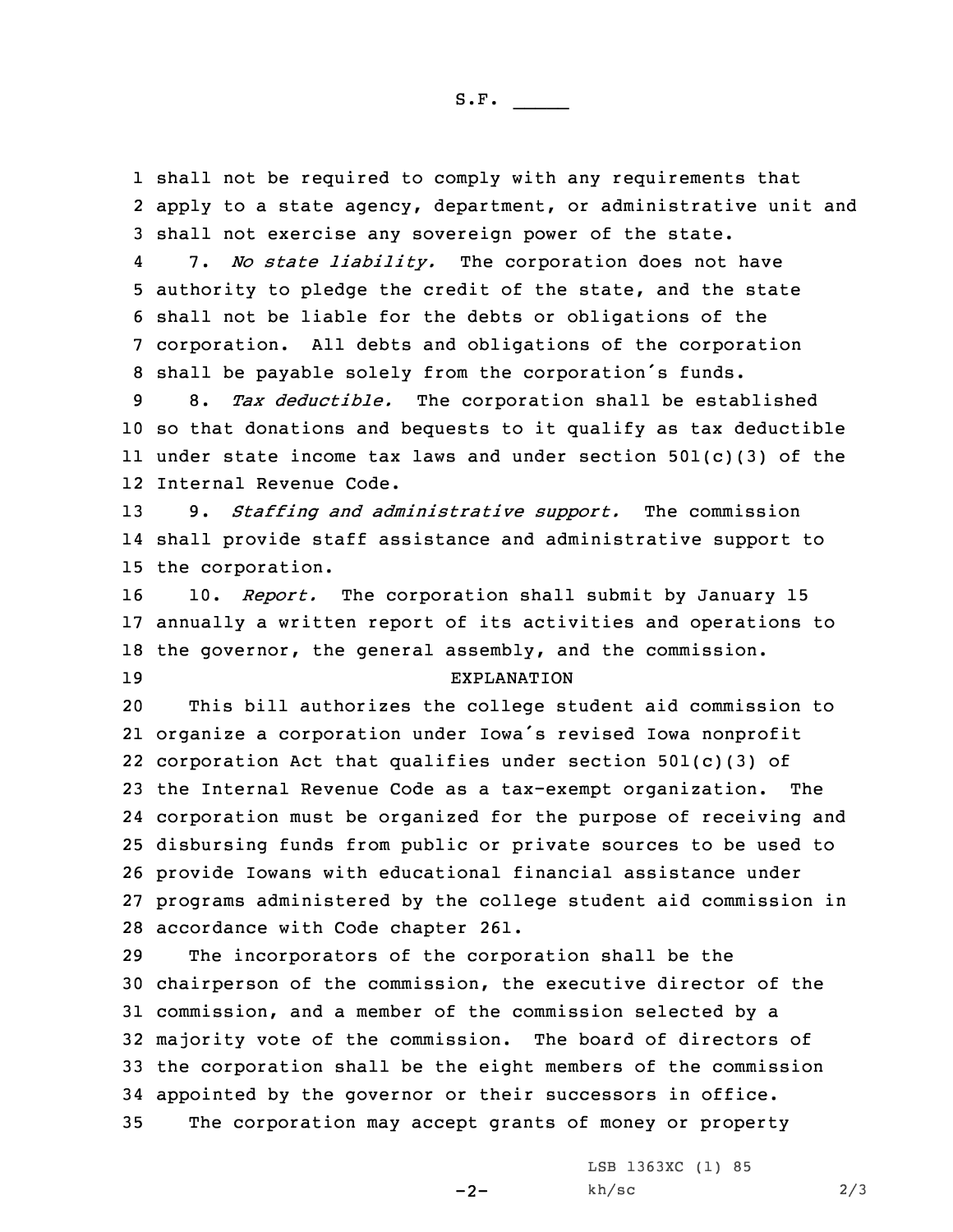shall not be required to comply with any requirements that apply to a state agency, department, or administrative unit and shall not exercise any sovereign power of the state.

7. *No state liability.* The corporation does not have authority to pledge the credit of the state, and the state shall not be liable for the debts or obligations of the corporation. All debts and obligations of the corporation shall be payable solely from the corporation's funds.

8. *Tax deductible.* The corporation shall be established so that donations and bequests to it qualify as tax deductible under state income tax laws and under section 501(c)(3) of the Internal Revenue Code.

9. *Staffing and administrative support.* The commission shall provide staff assistance and administrative support to the corporation.

10. *Report.* The corporation shall submit by January 15 annually a written report of its activities and operations to the governor, the general assembly, and the commission.

EXPLANATION

This bill authorizes the college student aid commission to organize a corporation under Iowa's revised Iowa nonprofit corporation Act that qualifies under section 501(c)(3) of the Internal Revenue Code as a tax-exempt organization. The corporation must be organized for the purpose of receiving and disbursing funds from public or private sources to be used to provide Iowans with educational financial assistance under programs administered by the college student aid commission in accordance with Code chapter 261.

The incorporators of the corporation shall be the chairperson of the commission, the executive director of the commission, and a member of the commission selected by a majority vote of the commission. The board of directors of the corporation shall be the eight members of the commission appointed by the governor or their successors in office.

The corporation may accept grants of money or property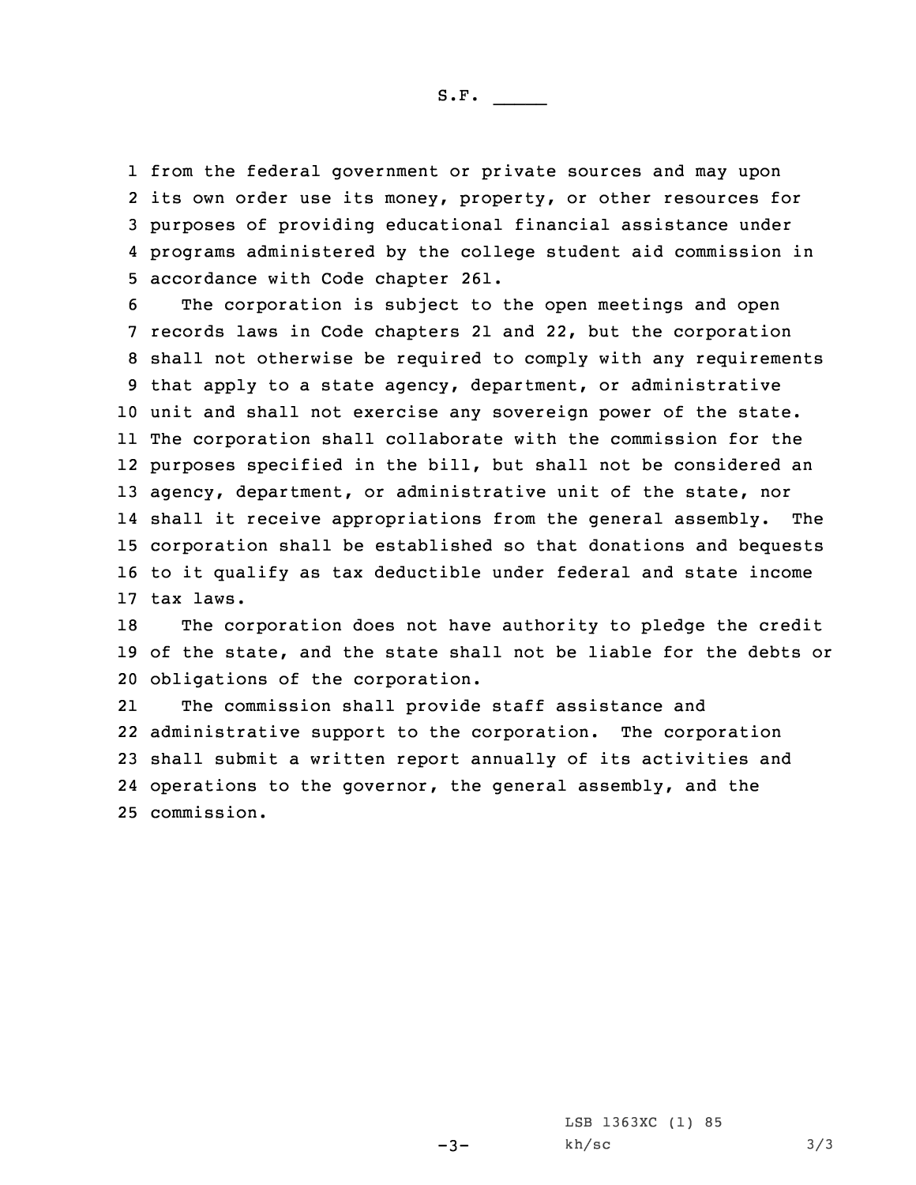from the federal government or private sources and may upon its own order use its money, property, or other resources for purposes of providing educational financial assistance under programs administered by the college student aid commission in accordance with Code chapter 261.

The corporation is subject to the open meetings and open records laws in Code chapters 21 and 22, but the corporation shall not otherwise be required to comply with any requirements that apply to a state agency, department, or administrative unit and shall not exercise any sovereign power of the state. The corporation shall collaborate with the commission for the purposes specified in the bill, but shall not be considered an agency, department, or administrative unit of the state, nor shall it receive appropriations from the general assembly. The corporation shall be established so that donations and bequests to it qualify as tax deductible under federal and state income tax laws.

The corporation does not have authority to pledge the credit of the state, and the state shall not be liable for the debts or obligations of the corporation.

The commission shall provide staff assistance and administrative support to the corporation. The corporation shall submit a written report annually of its activities and operations to the governor, the general assembly, and the commission.

LSB 1363XC (1) 85
kh/sc